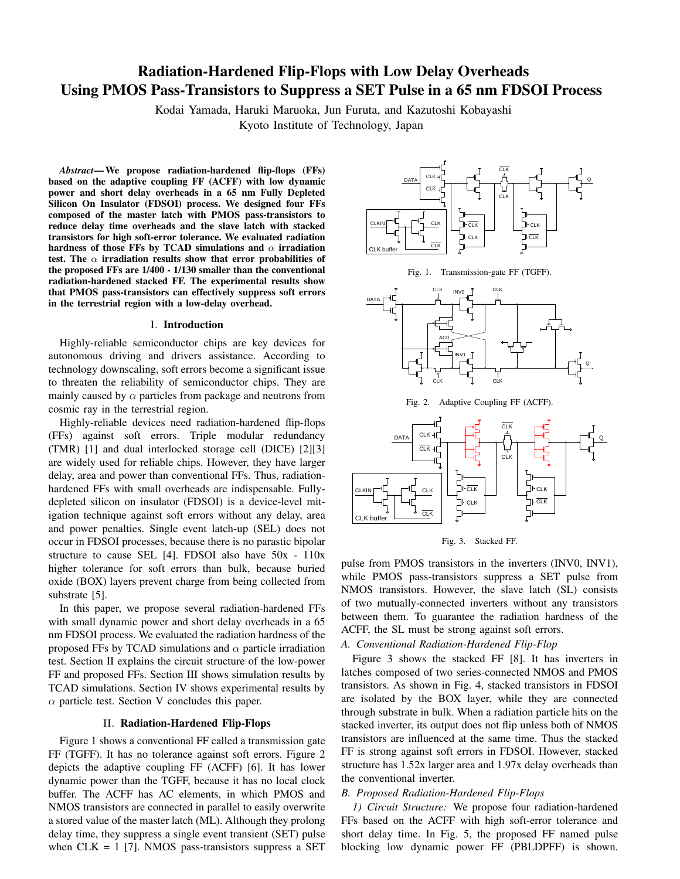# Radiation-Hardened Flip-Flops with Low Delay Overheads Using PMOS Pass-Transistors to Suppress a SET Pulse in a 65 nm FDSOI Process

Kodai Yamada, Haruki Maruoka, Jun Furuta, and Kazutoshi Kobayashi
Kyoto Institute of Technology, Japan

***Abstract*—We propose radiation-hardened flip-flops (FFs) based on the adaptive coupling FF (ACFF) with low dynamic power and short delay overheads in a 65 nm Fully Depleted Silicon On Insulator (FDSOI) process. We designed four FFs composed of the master latch with PMOS pass-transistors to reduce delay time overheads and the slave latch with stacked transistors for high soft-error tolerance. We evaluated radiation hardness of those FFs by TCAD simulations and $\alpha$ irradiation test. The $\alpha$ irradiation results show that error probabilities of the proposed FFs are 1/400 - 1/130 smaller than the conventional radiation-hardened stacked FF. The experimental results show that PMOS pass-transistors can effectively suppress soft errors in the terrestrial region with a low-delay overhead.**

## I. Introduction

Highly-reliable semiconductor chips are key devices for autonomous driving and drivers assistance. According to technology downscaling, soft errors become a significant issue to threaten the reliability of semiconductor chips. They are mainly caused by $\alpha$ particles from package and neutrons from cosmic ray in the terrestrial region.

Highly-reliable devices need radiation-hardened flip-flops (FFs) against soft errors. Triple modular redundancy (TMR) [1] and dual interlocked storage cell (DICE) [2][3] are widely used for reliable chips. However, they have larger delay, area and power than conventional FFs. Thus, radiation-hardened FFs with small overheads are indispensable. Fully-depleted silicon on insulator (FDSOI) is a device-level mitigation technique against soft errors without any delay, area and power penalties. Single event latch-up (SEL) does not occur in FDSOI processes, because there is no parastic bipolar structure to cause SEL [4]. FDSOI also have 50x - 110x higher tolerance for soft errors than bulk, because buried oxide (BOX) layers prevent charge from being collected from substrate [5].

In this paper, we propose several radiation-hardened FFs with small dynamic power and short delay overheads in a 65 nm FDSOI process. We evaluated the radiation hardness of the proposed FFs by TCAD simulations and $\alpha$ particle irradiation test. Section II explains the circuit structure of the low-power FF and proposed FFs. Section III shows simulation results by TCAD simulations. Section IV shows experimental results by $\alpha$ particle test. Section V concludes this paper.

## II. Radiation-Hardened Flip-Flops

Figure 1 shows a conventional FF called a transmission gate FF (TGFF). It has no tolerance against soft errors. Figure 2 depicts the adaptive coupling FF (ACFF) [6]. It has lower dynamic power than the TGFF, because it has no local clock buffer. The ACFF has AC elements, in which PMOS and NMOS transistors are connected in parallel to easily overwrite a stored value of the master latch (ML). Although they prolong delay time, they suppress a single event transient (SET) pulse when CLK = 1 [7]. NMOS pass-transistors suppress a SET pulse from PMOS transistors in the inverters (INV0, INV1), while PMOS pass-transistors suppress a SET pulse from NMOS transistors. However, the slave latch (SL) consists of two mutually-connected inverters without any transistors between them. To guarantee the radiation hardness of the ACFF, the SL must be strong against soft errors.

Fig. 1. Transmission-gate FF (TGFF).

Fig. 2. Adaptive Coupling FF (ACFF).

Fig. 3. Stacked FF.

### A. Conventional Radiation-Hardened Flip-Flop

Figure 3 shows the stacked FF [8]. It has inverters in latches composed of two series-connected NMOS and PMOS transistors. As shown in Fig. 4, stacked transistors in FDSOI are isolated by the BOX layer, while they are connected through substrate in bulk. When a radiation particle hits on the stacked inverter, its output does not flip unless both of NMOS transistors are influenced at the same time. Thus the stacked FF is strong against soft errors in FDSOI. However, stacked structure has 1.52x larger area and 1.97x delay overheads than the conventional inverter.

### B. Proposed Radiation-Hardened Flip-Flops

*1) Circuit Structure:* We propose four radiation-hardened FFs based on the ACFF with high soft-error tolerance and short delay time. In Fig. 5, the proposed FF named pulse blocking low dynamic power FF (PBLDPFF) is shown.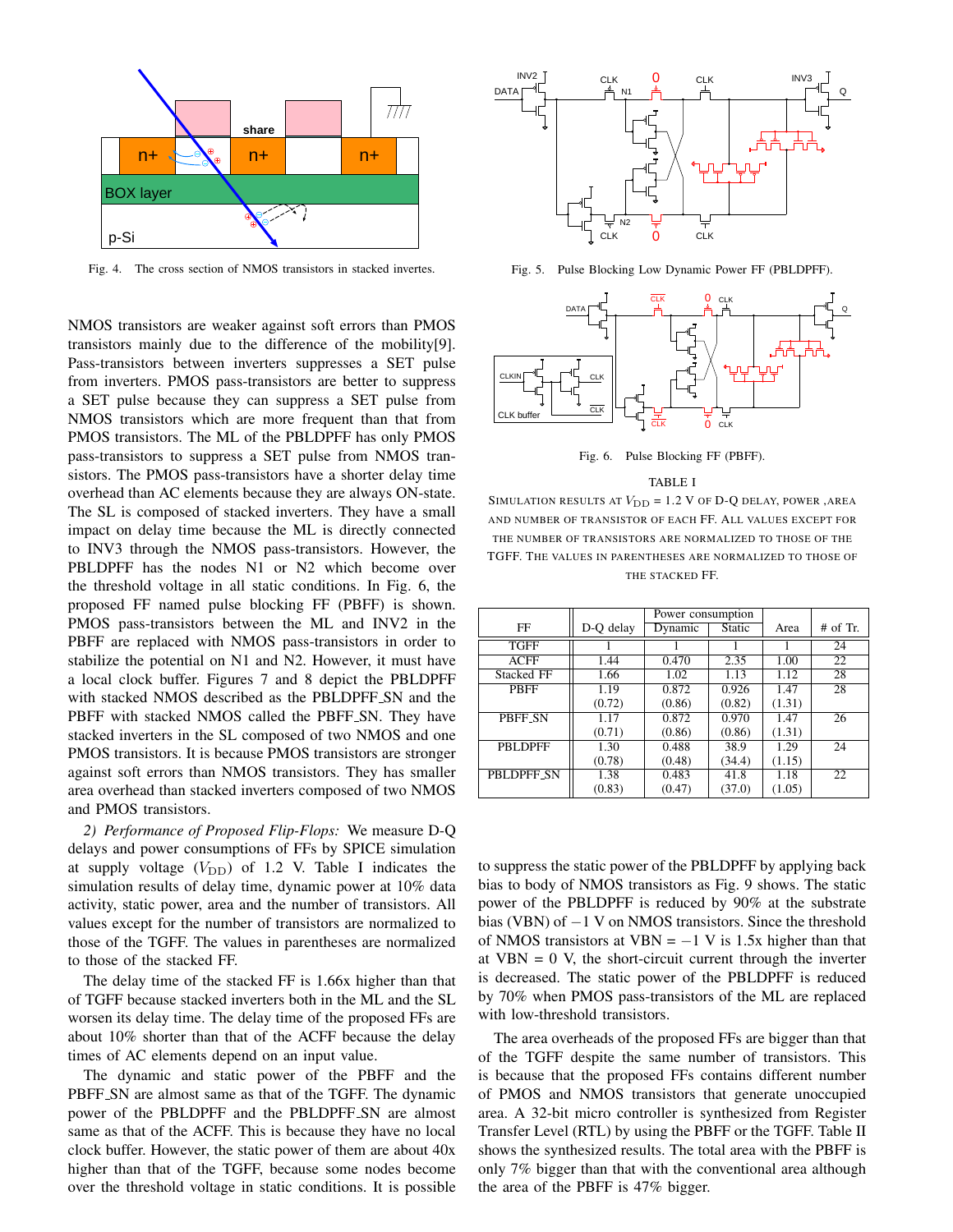Fig. 4. The cross section of NMOS transistors in stacked invertes.

NMOS transistors are weaker against soft errors than PMOS transistors mainly due to the difference of the mobility[9]. Pass-transistors between inverters suppresses a SET pulse from inverters. PMOS pass-transistors are better to suppress a SET pulse because they can suppress a SET pulse from NMOS transistors which are more frequent than that from PMOS transistors. The ML of the PBLDPFF has only PMOS pass-transistors to suppress a SET pulse from NMOS transistors. The PMOS pass-transistors have a shorter delay time overhead than AC elements because they are always ON-state. The SL is composed of stacked inverters. They have a small impact on delay time because the ML is directly connected to INV3 through the NMOS pass-transistors. However, the PBLDPFF has the nodes N1 or N2 which become over the threshold voltage in all static conditions. In Fig. 6, the proposed FF named pulse blocking FF (PBFF) is shown. PMOS pass-transistors between the ML and INV2 in the PBFF are replaced with NMOS pass-transistors in order to stabilize the potential on N1 and N2. However, it must have a local clock buffer. Figures 7 and 8 depict the PBLDPFF with stacked NMOS described as the PBLDPFF_SN and the PBFF with stacked NMOS called the PBFF_SN. They have stacked inverters in the SL composed of two NMOS and one PMOS transistors. It is because PMOS transistors are stronger against soft errors than NMOS transistors. They has smaller area overhead than stacked inverters composed of two NMOS and PMOS transistors.

*2) Performance of Proposed Flip-Flops:* We measure D-Q delays and power consumptions of FFs by SPICE simulation at supply voltage ($V_{\mathrm{DD}}$) of 1.2 V. Table I indicates the simulation results of delay time, dynamic power at 10% data activity, static power, area and the number of transistors. All values except for the number of transistors are normalized to those of the TGFF. The values in parentheses are normalized to those of the stacked FF.

The delay time of the stacked FF is 1.66x higher than that of TGFF because stacked inverters both in the ML and the SL worsen its delay time. The delay time of the proposed FFs are about 10% shorter than that of the ACFF because the delay times of AC elements depend on an input value.

The dynamic and static power of the PBFF and the PBFF_SN are almost same as that of the TGFF. The dynamic power of the PBLDPFF and the PBLDPFF_SN are almost same as that of the ACFF. This is because they have no local clock buffer. However, the static power of them are about 40x higher than that of the TGFF, because some nodes become over the threshold voltage in static conditions. It is possible

Fig. 5. Pulse Blocking Low Dynamic Power FF (PBLDPFF).

Fig. 6. Pulse Blocking FF (PBFF).

TABLE I
SIMULATION RESULTS AT $V_{\mathrm{DD}}$ = 1.2 V OF D-Q DELAY, POWER ,AREA AND NUMBER OF TRANSISTOR OF EACH FF. ALL VALUES EXCEPT FOR THE NUMBER OF TRANSISTORS ARE NORMALIZED TO THOSE OF THE TGFF. THE VALUES IN PARENTHESES ARE NORMALIZED TO THOSE OF THE STACKED FF.

| FF | D-Q delay | Power consumption | | Area | # of Tr. |
|---|---|---|---|---|---|
| | | Dynamic | Static | | |
| TGFF | 1 | 1 | 1 | 1 | 24 |
| ACFF | 1.44 | 0.470 | 2.35 | 1.00 | 22 |
| Stacked FF | 1.66 | 1.02 | 1.13 | 1.12 | 28 |
| PBFF | 1.19 (0.72) | 0.872 (0.86) | 0.926 (0.82) | 1.47 (1.31) | 28 |
| PBFF_SN | 1.17 (0.71) | 0.872 (0.86) | 0.970 (0.86) | 1.47 (1.31) | 26 |
| PBLDPFF | 1.30 (0.78) | 0.488 (0.48) | 38.9 (34.4) | 1.29 (1.15) | 24 |
| PBLDPFF_SN | 1.38 (0.83) | 0.483 (0.47) | 41.8 (37.0) | 1.18 (1.05) | 22 |

to suppress the static power of the PBLDPFF by applying back bias to body of NMOS transistors as Fig. 9 shows. The static power of the PBLDPFF is reduced by 90% at the substrate bias (VBN) of $-1$ V on NMOS transistors. Since the threshold of NMOS transistors at VBN = $-1$ V is 1.5x higher than that at VBN = 0 V, the short-circuit current through the inverter is decreased. The static power of the PBLDPFF is reduced by 70% when PMOS pass-transistors of the ML are replaced with low-threshold transistors.

The area overheads of the proposed FFs are bigger than that of the TGFF despite the same number of transistors. This is because that the proposed FFs contains different number of PMOS and NMOS transistors that generate unoccupied area. A 32-bit micro controller is synthesized from Register Transfer Level (RTL) by using the PBFF or the TGFF. Table II shows the synthesized results. The total area with the PBFF is only 7% bigger than that with the conventional area although the area of the PBFF is 47% bigger.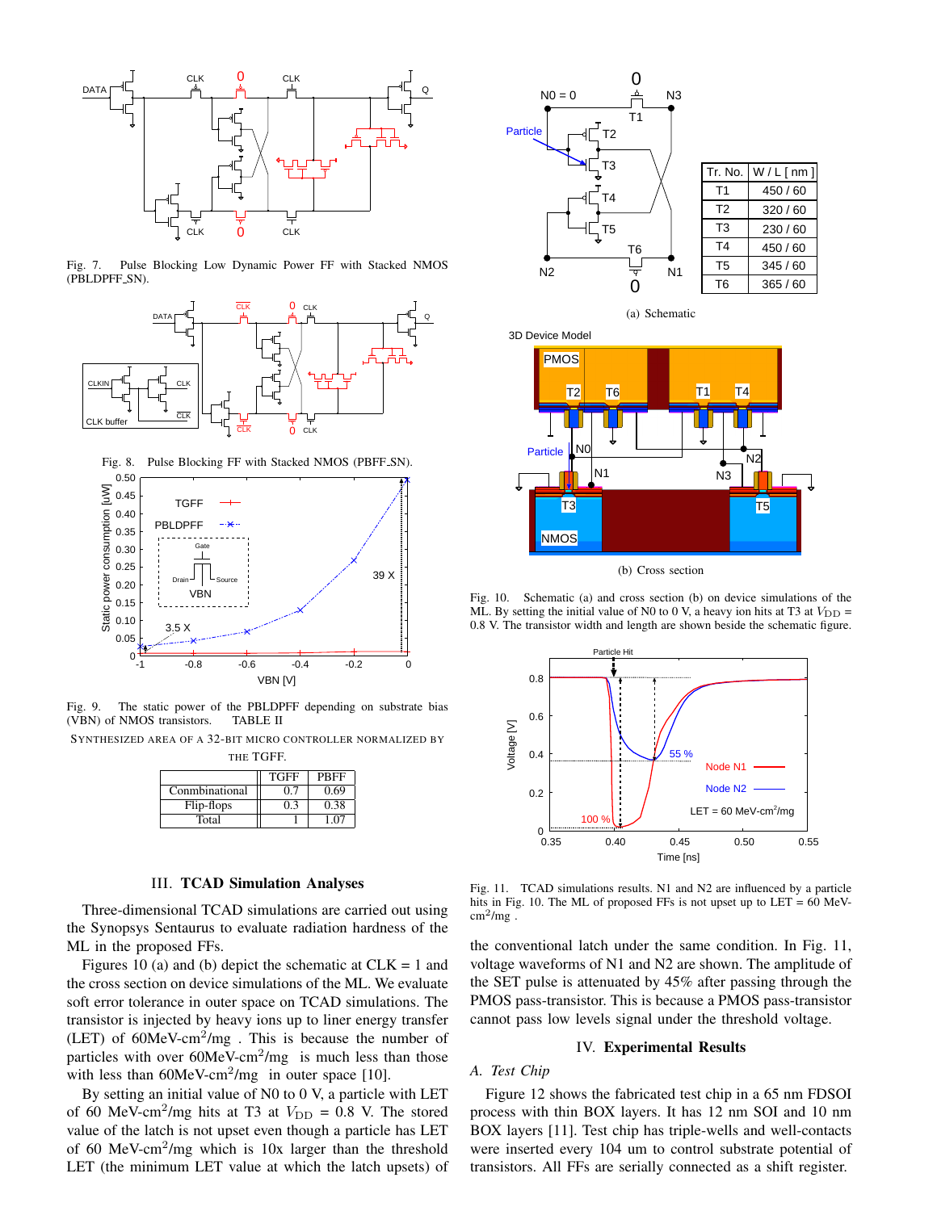Fig. 7. Pulse Blocking Low Dynamic Power FF with Stacked NMOS (PBLDPFF_SN).

Fig. 8. Pulse Blocking FF with Stacked NMOS (PBFF_SN).

Fig. 9. The static power of the PBLDPFF depending on substrate bias (VBN) of NMOS transistors.

TABLE II

SYNTHESIZED AREA OF A 32-BIT MICRO CONTROLLER NORMALIZED BY THE TGFF.

| | TGFF | PBFF |
|---|---|---|
| Connbinational | 0.7 | 0.69 |
| Flip-flops | 0.3 | 0.38 |
| Total | 1 | 1.07 |

## III. TCAD Simulation Analyses

Three-dimensional TCAD simulations are carried out using the Synopsys Sentaurus to evaluate radiation hardness of the ML in the proposed FFs.

Figures 10 (a) and (b) depict the schematic at CLK = 1 and the cross section on device simulations of the ML. We evaluate soft error tolerance in outer space on TCAD simulations. The transistor is injected by heavy ions up to liner energy transfer (LET) of 60MeV-cm$^2$/mg . This is because the number of particles with over 60MeV-cm$^2$/mg is much less than those with less than 60MeV-cm$^2$/mg in outer space [10].

By setting an initial value of N0 to 0 V, a particle with LET of 60 MeV-cm$^2$/mg hits at T3 at $V_{\rm DD}$ = 0.8 V. The stored value of the latch is not upset even though a particle has LET of 60 MeV-cm$^2$/mg which is 10x larger than the threshold LET (the minimum LET value at which the latch upsets) of the conventional latch under the same condition. In Fig. 11, voltage waveforms of N1 and N2 are shown. The amplitude of the SET pulse is attenuated by 45% after passing through the PMOS pass-transistor. This is because a PMOS pass-transistor cannot pass low levels signal under the threshold voltage.

| Tr. No. | W / L [ nm ] |
|---|---|
| T1 | 450 / 60 |
| T2 | 320 / 60 |
| T3 | 230 / 60 |
| T4 | 450 / 60 |
| T5 | 345 / 60 |
| T6 | 365 / 60 |

(a) Schematic

(b) Cross section

Fig. 10. Schematic (a) and cross section (b) on device simulations of the ML. By setting the initial value of N0 to 0 V, a heavy ion hits at T3 at $V_{\rm DD}$ = 0.8 V. The transistor width and length are shown beside the schematic figure.

Fig. 11. TCAD simulations results. N1 and N2 are influenced by a particle hits in Fig. 10. The ML of proposed FFs is not upset up to LET = 60 MeV-cm$^2$/mg .

## IV. Experimental Results

### A. Test Chip

Figure 12 shows the fabricated test chip in a 65 nm FDSOI process with thin BOX layers. It has 12 nm SOI and 10 nm BOX layers [11]. Test chip has triple-wells and well-contacts were inserted every 104 um to control substrate potential of transistors. All FFs are serially connected as a shift register.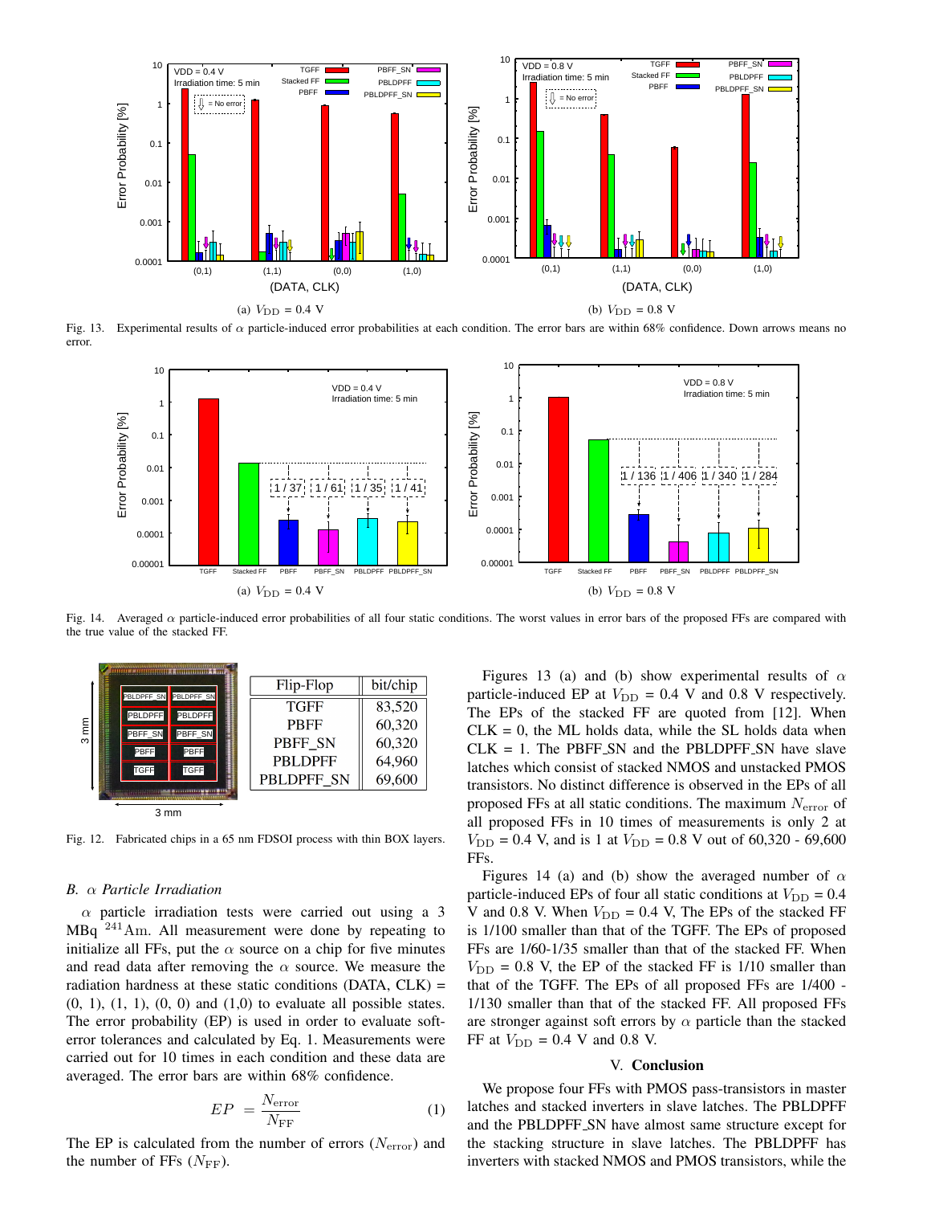(a) $V_{\rm DD}$ = 0.4 V

(b) $V_{\rm DD}$ = 0.8 V

Fig. 13. Experimental results of $\alpha$ particle-induced error probabilities at each condition. The error bars are within 68% confidence. Down arrows means no error.

(a) $V_{\rm DD}$ = 0.4 V

(b) $V_{\rm DD}$ = 0.8 V

Fig. 14. Averaged $\alpha$ particle-induced error probabilities of all four static conditions. The worst values in error bars of the proposed FFs are compared with the true value of the stacked FF.

| Flip-Flop | bit/chip |
|---|---|
| TGFF | 83,520 |
| PBFF | 60,320 |
| PBFF_SN | 60,320 |
| PBLDPFF | 64,960 |
| PBLDPFF_SN | 69,600 |

Fig. 12. Fabricated chips in a 65 nm FDSOI process with thin BOX layers.

### B. $\alpha$ Particle Irradiation

$\alpha$ particle irradiation tests were carried out using a 3 MBq $^{241}\mathrm{Am}$. All measurement were done by repeating to initialize all FFs, put the $\alpha$ source on a chip for five minutes and read data after removing the $\alpha$ source. We measure the radiation hardness at these static conditions (DATA, CLK) = (0, 1), (1, 1), (0, 0) and (1,0) to evaluate all possible states. The error probability (EP) is used in order to evaluate soft-error tolerances and calculated by Eq. 1. Measurements were carried out for 10 times in each condition and these data are averaged. The error bars are within 68% confidence.

$$EP = \frac{N_{\rm error}}{N_{\rm FF}} \tag{1}$$

The EP is calculated from the number of errors ($N_{\rm error}$) and the number of FFs ($N_{\rm FF}$).

Figures 13 (a) and (b) show experimental results of $\alpha$ particle-induced EP at $V_{\rm DD}$ = 0.4 V and 0.8 V respectively. The EPs of the stacked FF are quoted from [12]. When CLK = 0, the ML holds data, while the SL holds data when CLK = 1. The PBFF_SN and the PBLDPFF_SN have slave latches which consist of stacked NMOS and unstacked PMOS transistors. No distinct difference is observed in the EPs of all proposed FFs at all static conditions. The maximum $N_{\rm error}$ of all proposed FFs in 10 times of measurements is only 2 at $V_{\rm DD}$ = 0.4 V, and is 1 at $V_{\rm DD}$ = 0.8 V out of 60,320 - 69,600 FFs.

Figures 14 (a) and (b) show the averaged number of $\alpha$ particle-induced EPs of four all static conditions at $V_{\rm DD}$ = 0.4 V and 0.8 V. When $V_{\rm DD}$ = 0.4 V, The EPs of the stacked FF is 1/100 smaller than that of the TGFF. The EPs of proposed FFs are 1/60-1/35 smaller than that of the stacked FF. When $V_{\rm DD}$ = 0.8 V, the EP of the stacked FF is 1/10 smaller than that of the TGFF. The EPs of all proposed FFs are 1/400 - 1/130 smaller than that of the stacked FF. All proposed FFs are stronger against soft errors by $\alpha$ particle than the stacked FF at $V_{\rm DD}$ = 0.4 V and 0.8 V.

## V. Conclusion

We propose four FFs with PMOS pass-transistors in master latches and stacked inverters in slave latches. The PBLDPFF and the PBLDPFF_SN have almost same structure except for the stacking structure in slave latches. The PBLDPFF has inverters with stacked NMOS and PMOS transistors, while the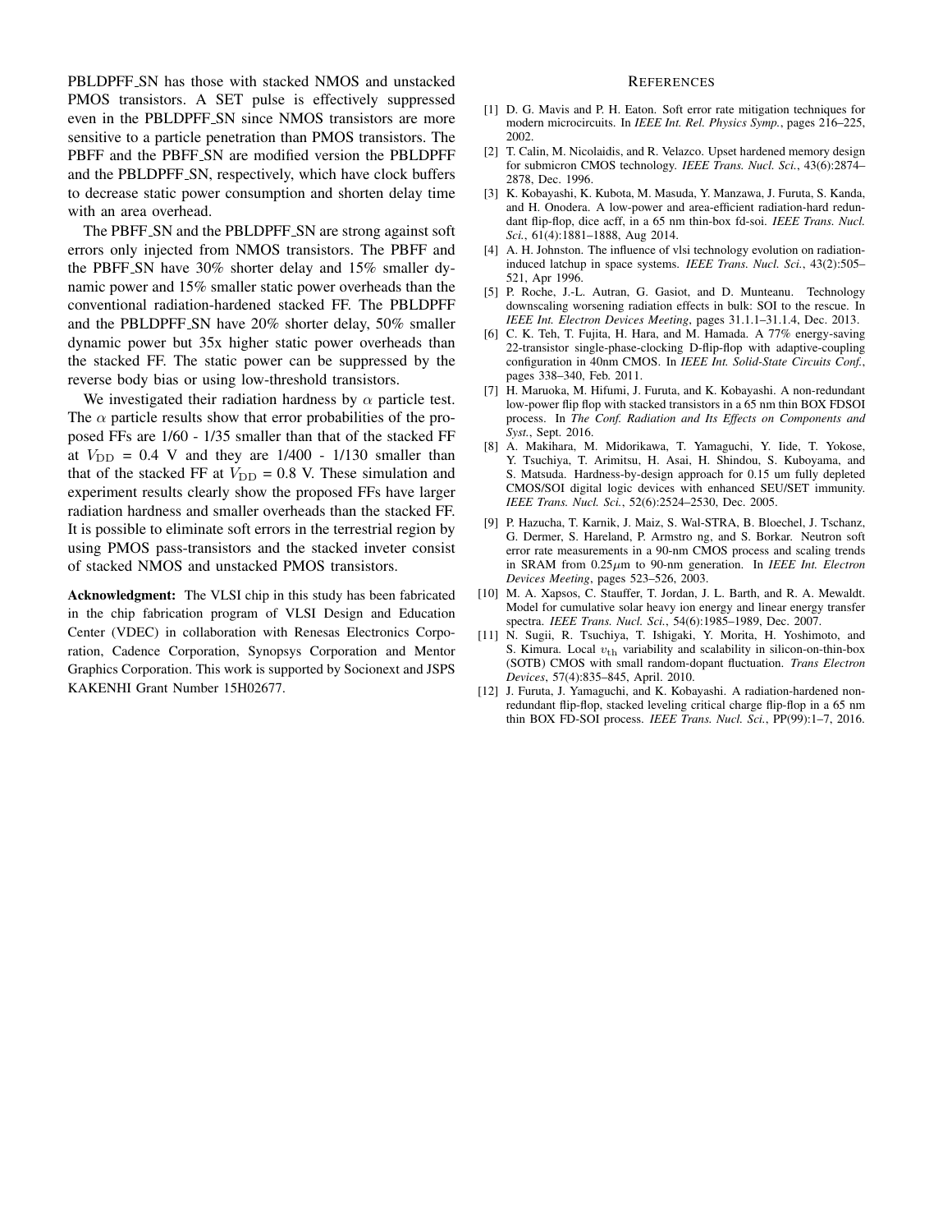PBLDPFF_SN has those with stacked NMOS and unstacked PMOS transistors. A SET pulse is effectively suppressed even in the PBLDPFF_SN since NMOS transistors are more sensitive to a particle penetration than PMOS transistors. The PBFF and the PBFF_SN are modified version the PBLDPFF and the PBLDPFF_SN, respectively, which have clock buffers to decrease static power consumption and shorten delay time with an area overhead.

The PBFF_SN and the PBLDPFF_SN are strong against soft errors only injected from NMOS transistors. The PBFF and the PBFF_SN have 30% shorter delay and 15% smaller dynamic power and 15% smaller static power overheads than the conventional radiation-hardened stacked FF. The PBLDPFF and the PBLDPFF_SN have 20% shorter delay, 50% smaller dynamic power but 35x higher static power overheads than the stacked FF. The static power can be suppressed by the reverse body bias or using low-threshold transistors.

We investigated their radiation hardness by $\alpha$ particle test. The $\alpha$ particle results show that error probabilities of the proposed FFs are 1/60 - 1/35 smaller than that of the stacked FF at $V_{\rm DD}$ = 0.4 V and they are 1/400 - 1/130 smaller than that of the stacked FF at $V_{\rm DD}$ = 0.8 V. These simulation and experiment results clearly show the proposed FFs have larger radiation hardness and smaller overheads than the stacked FF. It is possible to eliminate soft errors in the terrestrial region by using PMOS pass-transistors and the stacked inveter consist of stacked NMOS and unstacked PMOS transistors.

**Acknowledgment:** The VLSI chip in this study has been fabricated in the chip fabrication program of VLSI Design and Education Center (VDEC) in collaboration with Renesas Electronics Corporation, Cadence Corporation, Synopsys Corporation and Mentor Graphics Corporation. This work is supported by Socionext and JSPS KAKENHI Grant Number 15H02677.

## REFERENCES

[1] D. G. Mavis and P. H. Eaton. Soft error rate mitigation techniques for modern microcircuits. In *IEEE Int. Rel. Physics Symp.*, pages 216–225, 2002.

[2] T. Calin, M. Nicolaidis, and R. Velazco. Upset hardened memory design for submicron CMOS technology. *IEEE Trans. Nucl. Sci.*, 43(6):2874–2878, Dec. 1996.

[3] K. Kobayashi, K. Kubota, M. Masuda, Y. Manzawa, J. Furuta, S. Kanda, and H. Onodera. A low-power and area-efficient radiation-hard redundant flip-flop, dice acff, in a 65 nm thin-box fd-soi. *IEEE Trans. Nucl. Sci.*, 61(4):1881–1888, Aug 2014.

[4] A. H. Johnston. The influence of vlsi technology evolution on radiation-induced latchup in space systems. *IEEE Trans. Nucl. Sci.*, 43(2):505–521, Apr 1996.

[5] P. Roche, J.-L. Autran, G. Gasiot, and D. Munteanu. Technology downscaling worsening radiation effects in bulk: SOI to the rescue. In *IEEE Int. Electron Devices Meeting*, pages 31.1.1–31.1.4, Dec. 2013.

[6] C. K. Teh, T. Fujita, H. Hara, and M. Hamada. A 77% energy-saving 22-transistor single-phase-clocking D-flip-flop with adaptive-coupling configuration in 40nm CMOS. In *IEEE Int. Solid-State Circuits Conf.*, pages 338–340, Feb. 2011.

[7] H. Maruoka, M. Hifumi, J. Furuta, and K. Kobayashi. A non-redundant low-power flip flop with stacked transistors in a 65 nm thin BOX FDSOI process. In *The Conf. Radiation and Its Effects on Components and Syst.*, Sept. 2016.

[8] A. Makihara, M. Midorikawa, T. Yamaguchi, Y. Iide, T. Yokose, Y. Tsuchiya, T. Arimitsu, H. Asai, H. Shindou, S. Kuboyama, and S. Matsuda. Hardness-by-design approach for 0.15 um fully depleted CMOS/SOI digital logic devices with enhanced SEU/SET immunity. *IEEE Trans. Nucl. Sci.*, 52(6):2524–2530, Dec. 2005.

[9] P. Hazucha, T. Karnik, J. Maiz, S. Wal-STRA, B. Bloechel, J. Tschanz, G. Dermer, S. Hareland, P. Armstro ng, and S. Borkar. Neutron soft error rate measurements in a 90-nm CMOS process and scaling trends in SRAM from 0.25$\mu$m to 90-nm generation. In *IEEE Int. Electron Devices Meeting*, pages 523–526, 2003.

[10] M. A. Xapsos, C. Stauffer, T. Jordan, J. L. Barth, and R. A. Mewaldt. Model for cumulative solar heavy ion energy and linear energy transfer spectra. *IEEE Trans. Nucl. Sci.*, 54(6):1985–1989, Dec. 2007.

[11] N. Sugii, R. Tsuchiya, T. Ishigaki, Y. Morita, H. Yoshimoto, and S. Kimura. Local $v_{\rm th}$ variability and scalability in silicon-on-thin-box (SOTB) CMOS with small random-dopant fluctuation. *Trans Electron Devices*, 57(4):835–845, April. 2010.

[12] J. Furuta, J. Yamaguchi, and K. Kobayashi. A radiation-hardened non-redundant flip-flop, stacked leveling critical charge flip-flop in a 65 nm thin BOX FD-SOI process. *IEEE Trans. Nucl. Sci.*, PP(99):1–7, 2016.